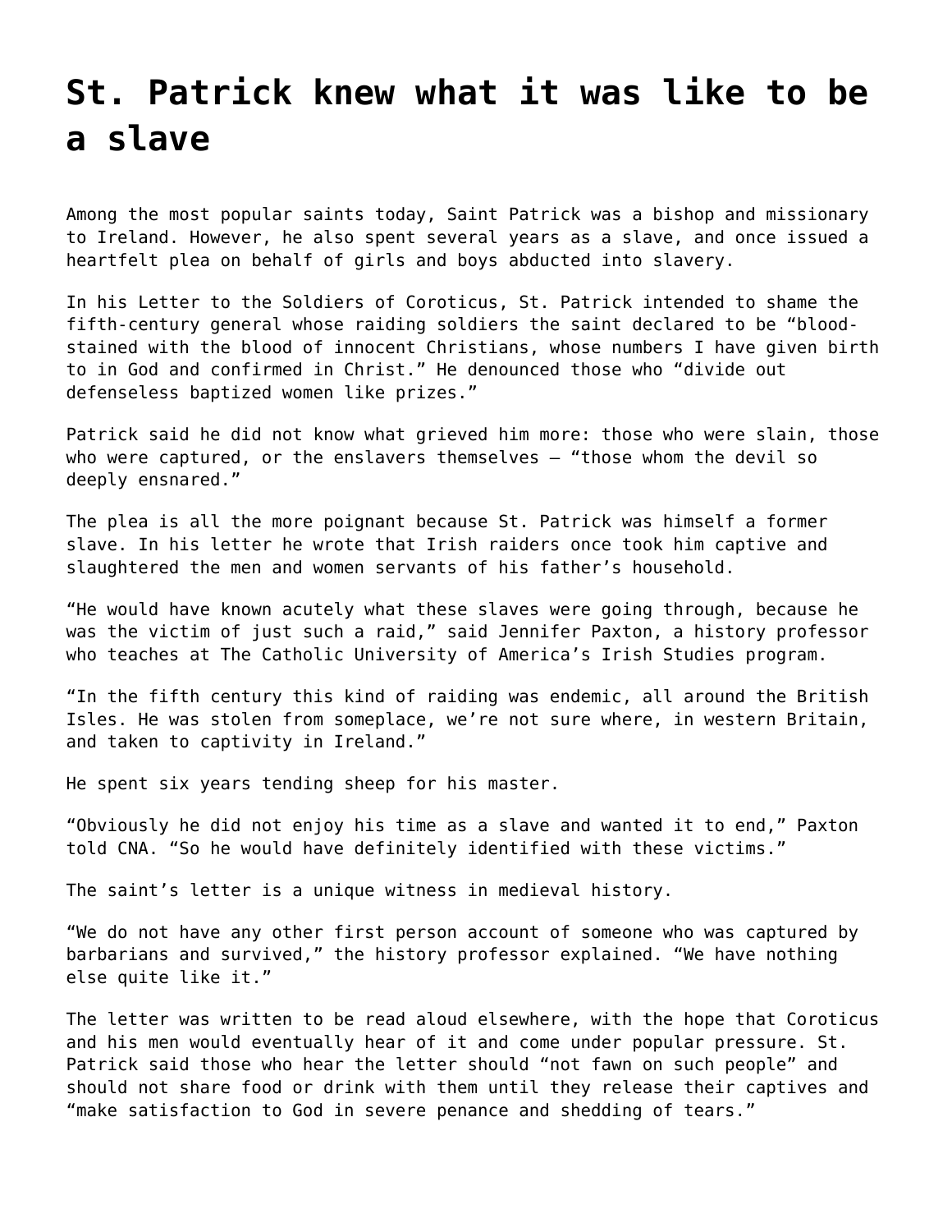# St. Patrick knew what it was like to be a slave

Among the most popular saints today, Saint Patrick was a bishop and missionary to Ireland. However, he also spent several years as a slave, and once issued a heartfelt plea on behalf of girls and boys abducted into slavery.

In his Letter to the Soldiers of Coroticus, St. Patrick intended to shame the fifth-century general whose raiding soldiers the saint declared to be "blood-stained with the blood of innocent Christians, whose numbers I have given birth to in God and confirmed in Christ." He denounced those who "divide out defenseless baptized women like prizes."

Patrick said he did not know what grieved him more: those who were slain, those who were captured, or the enslavers themselves – "those whom the devil so deeply ensnared."

The plea is all the more poignant because St. Patrick was himself a former slave. In his letter he wrote that Irish raiders once took him captive and slaughtered the men and women servants of his father's household.

"He would have known acutely what these slaves were going through, because he was the victim of just such a raid," said Jennifer Paxton, a history professor who teaches at The Catholic University of America's Irish Studies program.

"In the fifth century this kind of raiding was endemic, all around the British Isles. He was stolen from someplace, we're not sure where, in western Britain, and taken to captivity in Ireland."

He spent six years tending sheep for his master.

"Obviously he did not enjoy his time as a slave and wanted it to end," Paxton told CNA. "So he would have definitely identified with these victims."

The saint's letter is a unique witness in medieval history.

"We do not have any other first person account of someone who was captured by barbarians and survived," the history professor explained. "We have nothing else quite like it."

The letter was written to be read aloud elsewhere, with the hope that Coroticus and his men would eventually hear of it and come under popular pressure. St. Patrick said those who hear the letter should "not fawn on such people" and should not share food or drink with them until they release their captives and "make satisfaction to God in severe penance and shedding of tears."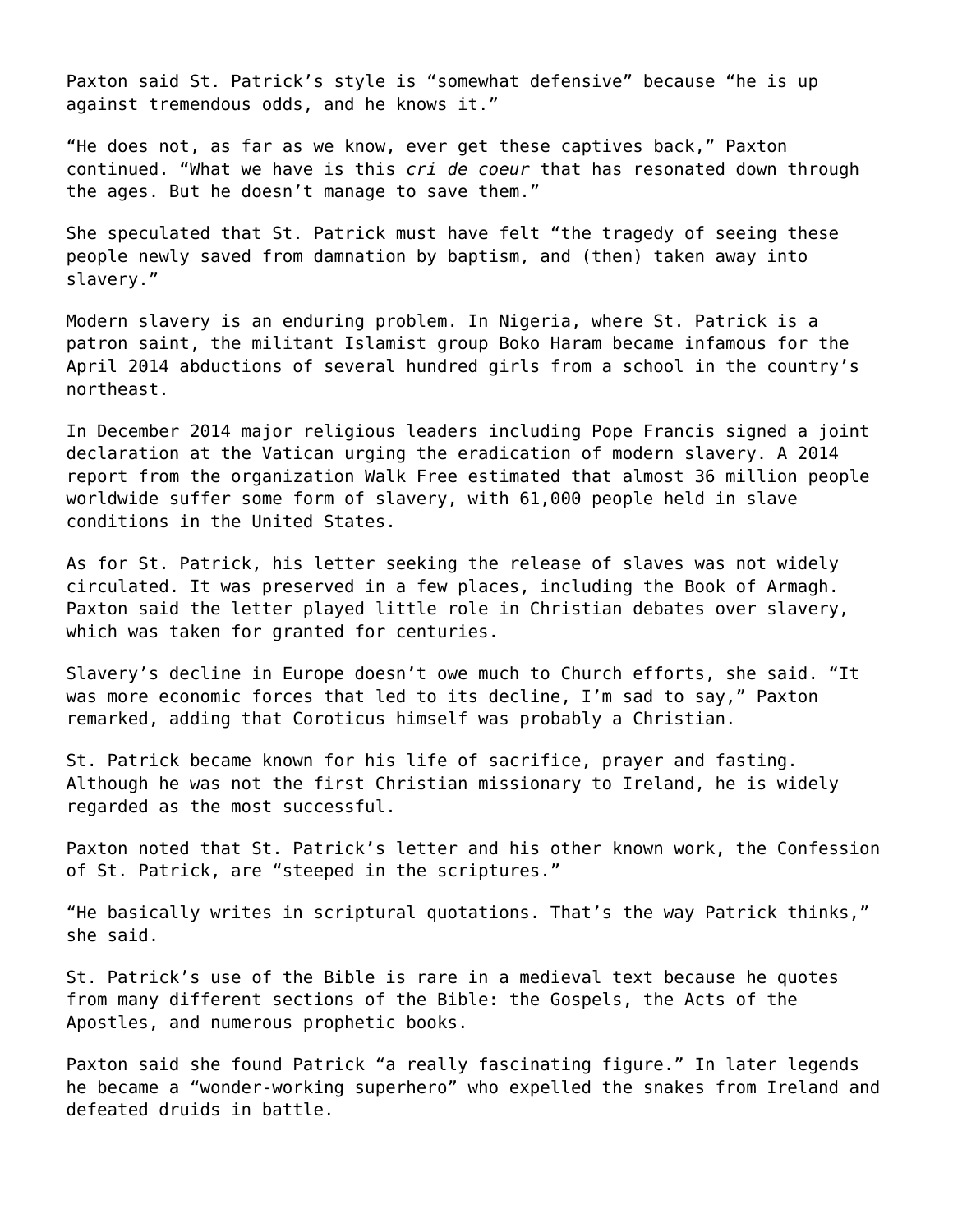Paxton said St. Patrick’s style is “somewhat defensive” because “he is up against tremendous odds, and he knows it.”

“He does not, as far as we know, ever get these captives back,” Paxton continued. “What we have is this *cri de coeur* that has resonated down through the ages. But he doesn’t manage to save them.”

She speculated that St. Patrick must have felt “the tragedy of seeing these people newly saved from damnation by baptism, and (then) taken away into slavery.”

Modern slavery is an enduring problem. In Nigeria, where St. Patrick is a patron saint, the militant Islamist group Boko Haram became infamous for the April 2014 abductions of several hundred girls from a school in the country’s northeast.

In December 2014 major religious leaders including Pope Francis signed a joint declaration at the Vatican urging the eradication of modern slavery. A 2014 report from the organization Walk Free estimated that almost 36 million people worldwide suffer some form of slavery, with 61,000 people held in slave conditions in the United States.

As for St. Patrick, his letter seeking the release of slaves was not widely circulated. It was preserved in a few places, including the Book of Armagh. Paxton said the letter played little role in Christian debates over slavery, which was taken for granted for centuries.

Slavery’s decline in Europe doesn’t owe much to Church efforts, she said. “It was more economic forces that led to its decline, I’m sad to say,” Paxton remarked, adding that Coroticus himself was probably a Christian.

St. Patrick became known for his life of sacrifice, prayer and fasting. Although he was not the first Christian missionary to Ireland, he is widely regarded as the most successful.

Paxton noted that St. Patrick’s letter and his other known work, the Confession of St. Patrick, are “steeped in the scriptures.”

“He basically writes in scriptural quotations. That’s the way Patrick thinks,” she said.

St. Patrick’s use of the Bible is rare in a medieval text because he quotes from many different sections of the Bible: the Gospels, the Acts of the Apostles, and numerous prophetic books.

Paxton said she found Patrick “a really fascinating figure.” In later legends he became a “wonder-working superhero” who expelled the snakes from Ireland and defeated druids in battle.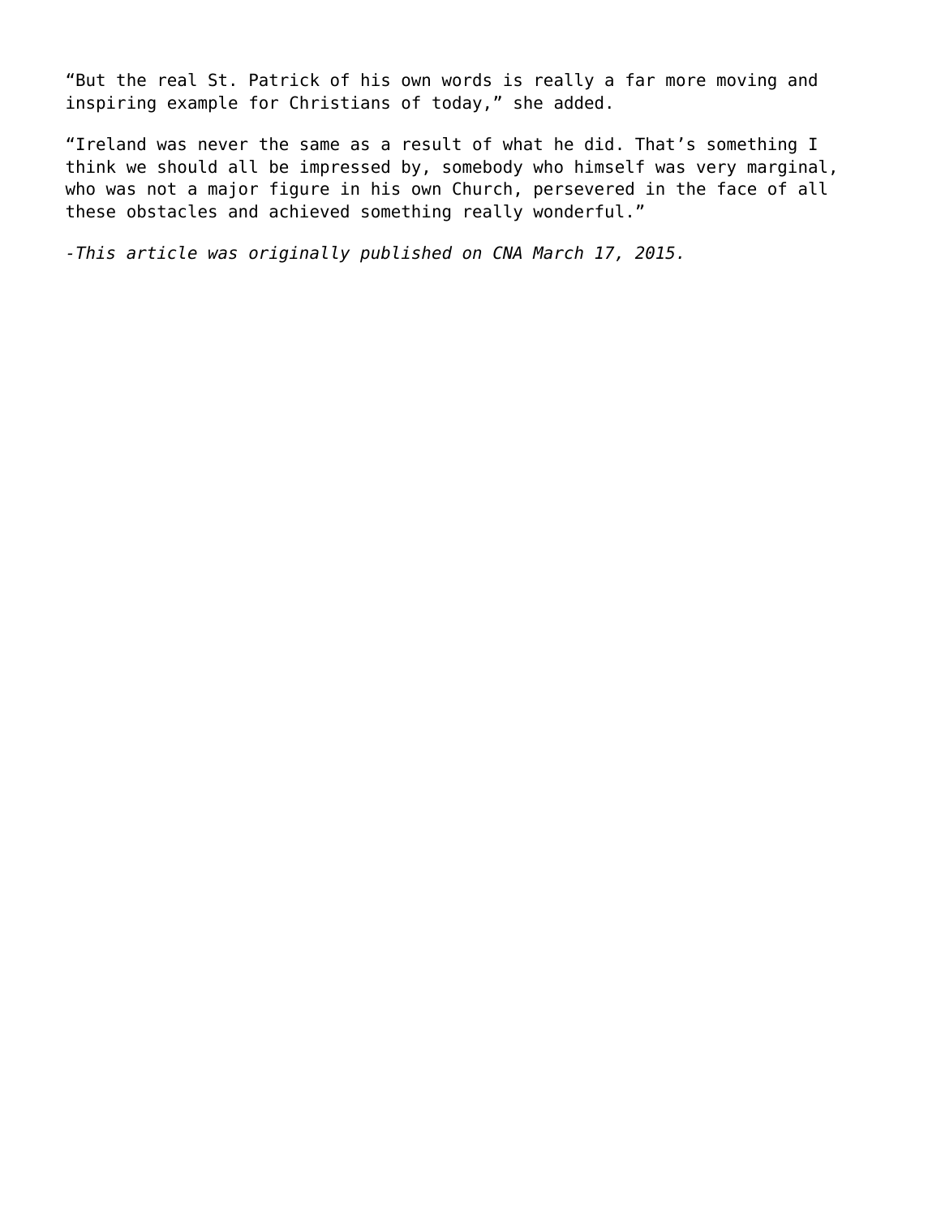“But the real St. Patrick of his own words is really a far more moving and inspiring example for Christians of today,” she added.

“Ireland was never the same as a result of what he did. That’s something I think we should all be impressed by, somebody who himself was very marginal, who was not a major figure in his own Church, persevered in the face of all these obstacles and achieved something really wonderful.”

*-This article was originally published on CNA March 17, 2015.*